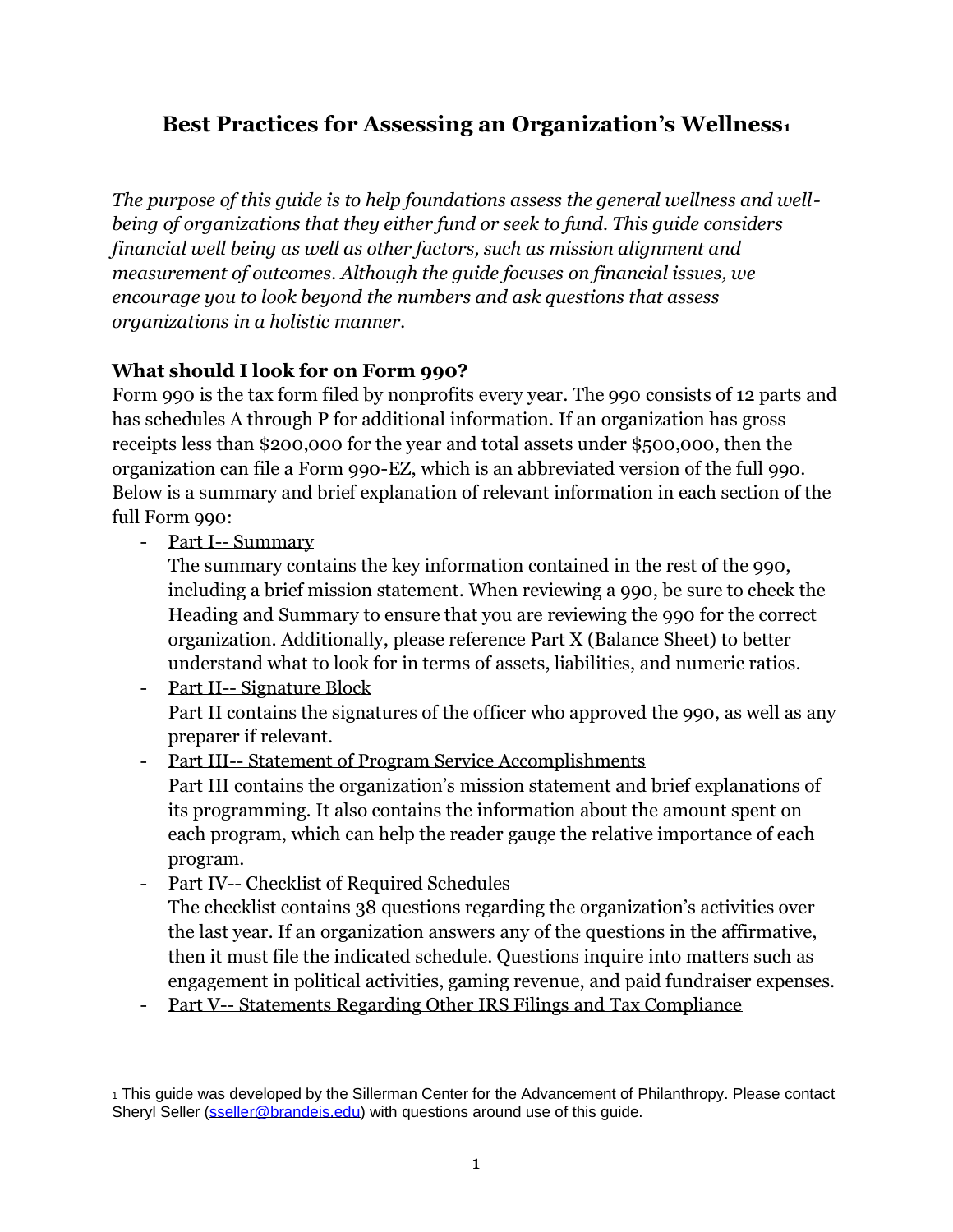# Best Practices for Assessing an Organization's Wellness[1]

*The purpose of this guide is to help foundations assess the general wellness and well-being of organizations that they either fund or seek to fund. This guide considers financial well being as well as other factors, such as mission alignment and measurement of outcomes. Although the guide focuses on financial issues, we encourage you to look beyond the numbers and ask questions that assess organizations in a holistic manner.*

## What should I look for on Form 990?

Form 990 is the tax form filed by nonprofits every year. The 990 consists of 12 parts and has schedules A through P for additional information. If an organization has gross receipts less than $200,000 for the year and total assets under $500,000, then the organization can file a Form 990-EZ, which is an abbreviated version of the full 990. Below is a summary and brief explanation of relevant information in each section of the full Form 990:

- Part I-- Summary
  The summary contains the key information contained in the rest of the 990, including a brief mission statement. When reviewing a 990, be sure to check the Heading and Summary to ensure that you are reviewing the 990 for the correct organization. Additionally, please reference Part X (Balance Sheet) to better understand what to look for in terms of assets, liabilities, and numeric ratios.
- Part II-- Signature Block
  Part II contains the signatures of the officer who approved the 990, as well as any preparer if relevant.
- Part III-- Statement of Program Service Accomplishments
  Part III contains the organization's mission statement and brief explanations of its programming. It also contains the information about the amount spent on each program, which can help the reader gauge the relative importance of each program.
- Part IV-- Checklist of Required Schedules
  The checklist contains 38 questions regarding the organization's activities over the last year. If an organization answers any of the questions in the affirmative, then it must file the indicated schedule. Questions inquire into matters such as engagement in political activities, gaming revenue, and paid fundraiser expenses.
- Part V-- Statements Regarding Other IRS Filings and Tax Compliance

[1] This guide was developed by the Sillerman Center for the Advancement of Philanthropy. Please contact Sheryl Seller (sseller@brandeis.edu) with questions around use of this guide.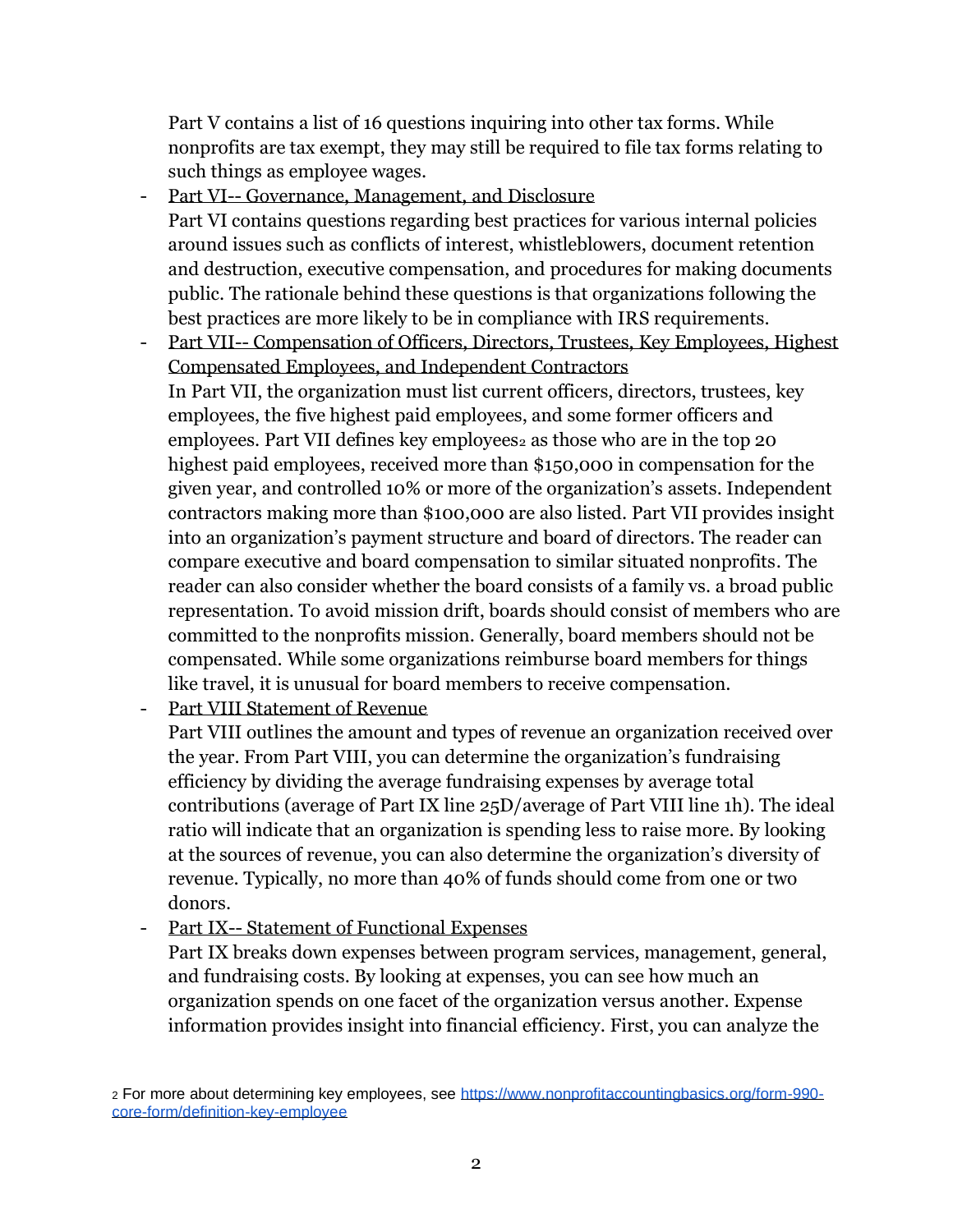Part V contains a list of 16 questions inquiring into other tax forms. While nonprofits are tax exempt, they may still be required to file tax forms relating to such things as employee wages.

- Part VI-- Governance, Management, and Disclosure
  Part VI contains questions regarding best practices for various internal policies around issues such as conflicts of interest, whistleblowers, document retention and destruction, executive compensation, and procedures for making documents public. The rationale behind these questions is that organizations following the best practices are more likely to be in compliance with IRS requirements.
- Part VII-- Compensation of Officers, Directors, Trustees, Key Employees, Highest Compensated Employees, and Independent Contractors
  In Part VII, the organization must list current officers, directors, trustees, key employees, the five highest paid employees, and some former officers and employees. Part VII defines key employees[2] as those who are in the top 20 highest paid employees, received more than $150,000 in compensation for the given year, and controlled 10% or more of the organization's assets. Independent contractors making more than $100,000 are also listed. Part VII provides insight into an organization's payment structure and board of directors. The reader can compare executive and board compensation to similar situated nonprofits. The reader can also consider whether the board consists of a family vs. a broad public representation. To avoid mission drift, boards should consist of members who are committed to the nonprofits mission. Generally, board members should not be compensated. While some organizations reimburse board members for things like travel, it is unusual for board members to receive compensation.
- Part VIII Statement of Revenue
  Part VIII outlines the amount and types of revenue an organization received over the year. From Part VIII, you can determine the organization's fundraising efficiency by dividing the average fundraising expenses by average total contributions (average of Part IX line 25D/average of Part VIII line 1h). The ideal ratio will indicate that an organization is spending less to raise more. By looking at the sources of revenue, you can also determine the organization's diversity of revenue. Typically, no more than 40% of funds should come from one or two donors.
- Part IX-- Statement of Functional Expenses
  Part IX breaks down expenses between program services, management, general, and fundraising costs. By looking at expenses, you can see how much an organization spends on one facet of the organization versus another. Expense information provides insight into financial efficiency. First, you can analyze the

[2] For more about determining key employees, see https://www.nonprofitaccountingbasics.org/form-990-core-form/definition-key-employee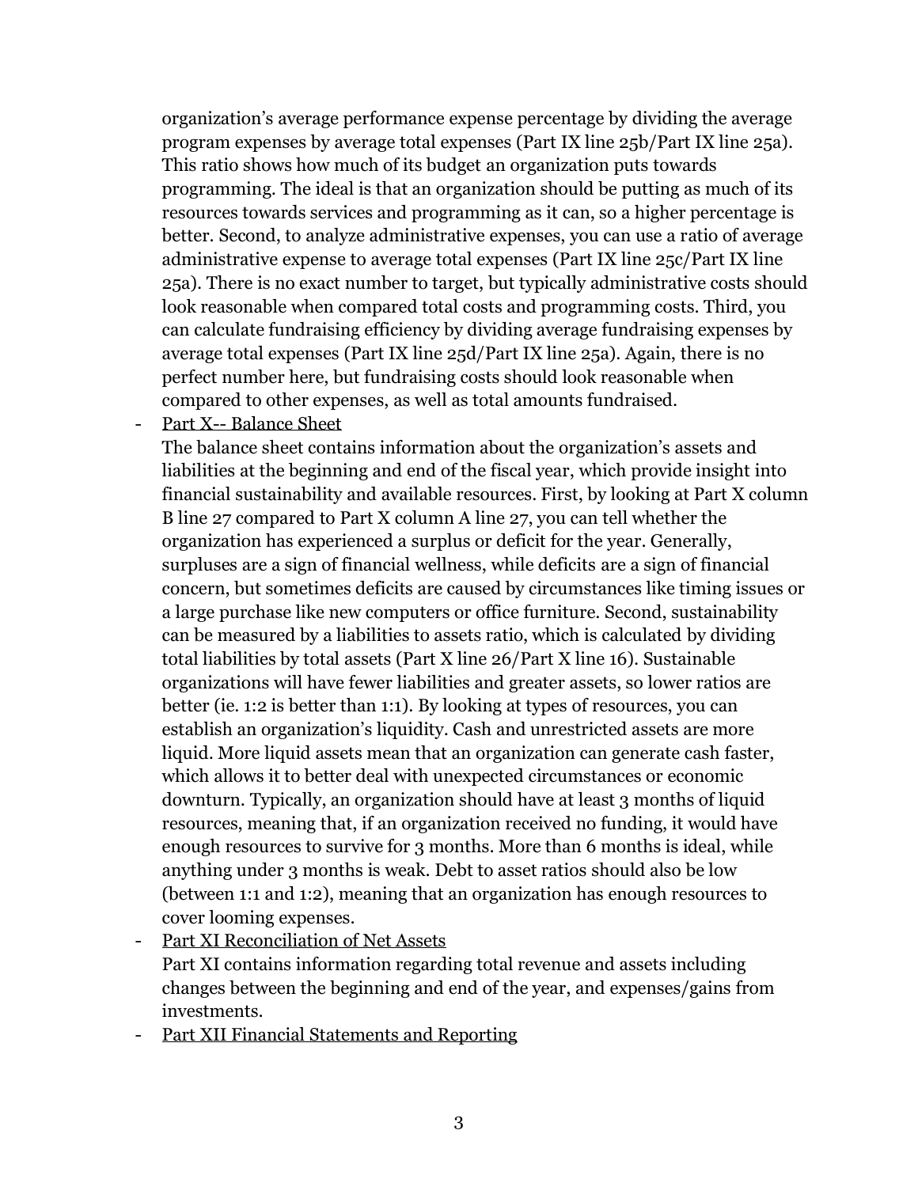organization's average performance expense percentage by dividing the average program expenses by average total expenses (Part IX line 25b/Part IX line 25a). This ratio shows how much of its budget an organization puts towards programming. The ideal is that an organization should be putting as much of its resources towards services and programming as it can, so a higher percentage is better. Second, to analyze administrative expenses, you can use a ratio of average administrative expense to average total expenses (Part IX line 25c/Part IX line 25a). There is no exact number to target, but typically administrative costs should look reasonable when compared total costs and programming costs. Third, you can calculate fundraising efficiency by dividing average fundraising expenses by average total expenses (Part IX line 25d/Part IX line 25a). Again, there is no perfect number here, but fundraising costs should look reasonable when compared to other expenses, as well as total amounts fundraised.

- <u>Part X-- Balance Sheet</u>
  The balance sheet contains information about the organization's assets and liabilities at the beginning and end of the fiscal year, which provide insight into financial sustainability and available resources. First, by looking at Part X column B line 27 compared to Part X column A line 27, you can tell whether the organization has experienced a surplus or deficit for the year. Generally, surpluses are a sign of financial wellness, while deficits are a sign of financial concern, but sometimes deficits are caused by circumstances like timing issues or a large purchase like new computers or office furniture. Second, sustainability can be measured by a liabilities to assets ratio, which is calculated by dividing total liabilities by total assets (Part X line 26/Part X line 16). Sustainable organizations will have fewer liabilities and greater assets, so lower ratios are better (ie. 1:2 is better than 1:1). By looking at types of resources, you can establish an organization's liquidity. Cash and unrestricted assets are more liquid. More liquid assets mean that an organization can generate cash faster, which allows it to better deal with unexpected circumstances or economic downturn. Typically, an organization should have at least 3 months of liquid resources, meaning that, if an organization received no funding, it would have enough resources to survive for 3 months. More than 6 months is ideal, while anything under 3 months is weak. Debt to asset ratios should also be low (between 1:1 and 1:2), meaning that an organization has enough resources to cover looming expenses.
- <u>Part XI Reconciliation of Net Assets</u>
  Part XI contains information regarding total revenue and assets including changes between the beginning and end of the year, and expenses/gains from investments.
- <u>Part XII Financial Statements and Reporting</u>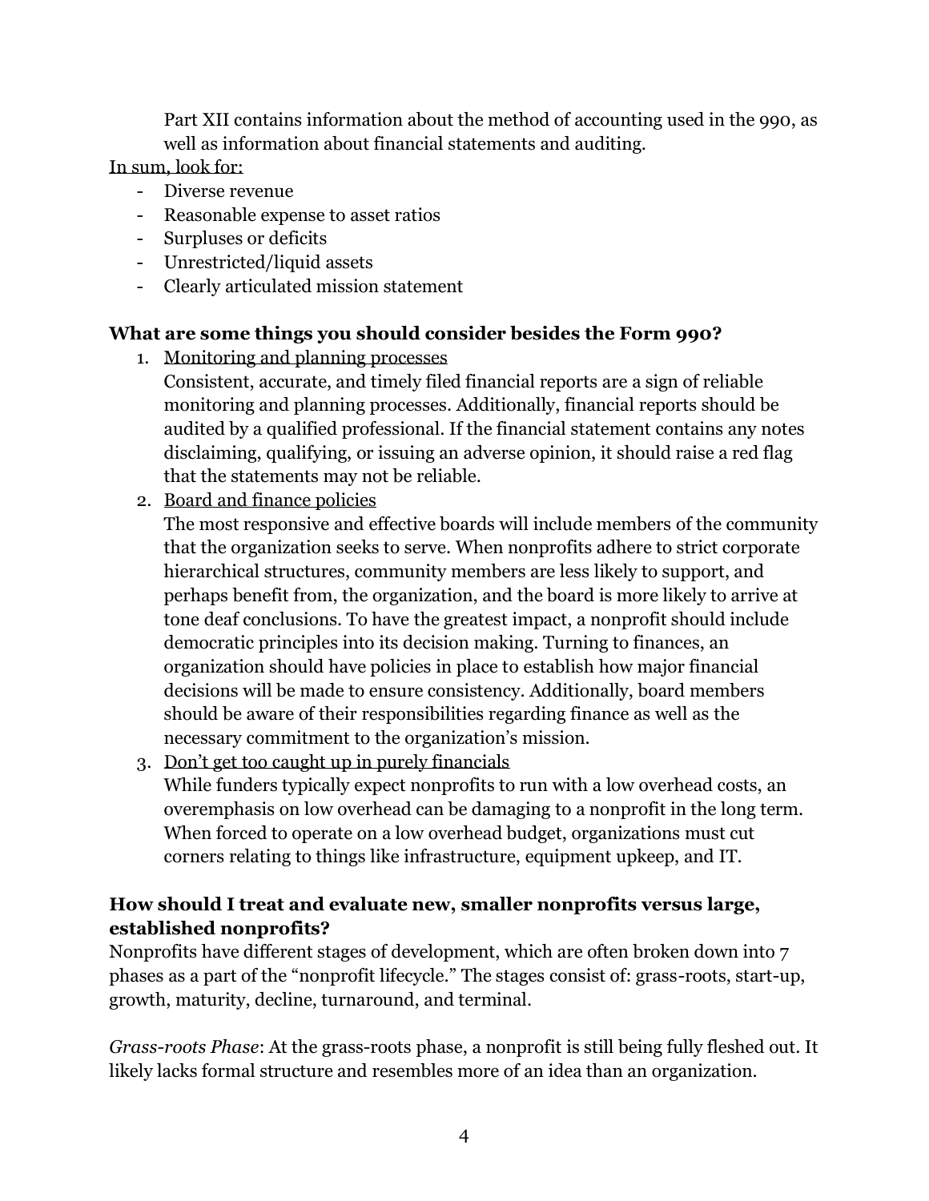Part XII contains information about the method of accounting used in the 990, as well as information about financial statements and auditing.

<u>In sum, look for:</u>

- Diverse revenue
- Reasonable expense to asset ratios
- Surpluses or deficits
- Unrestricted/liquid assets
- Clearly articulated mission statement

**What are some things you should consider besides the Form 990?**

1. <u>Monitoring and planning processes</u>
   Consistent, accurate, and timely filed financial reports are a sign of reliable monitoring and planning processes. Additionally, financial reports should be audited by a qualified professional. If the financial statement contains any notes disclaiming, qualifying, or issuing an adverse opinion, it should raise a red flag that the statements may not be reliable.
2. <u>Board and finance policies</u>
   The most responsive and effective boards will include members of the community that the organization seeks to serve. When nonprofits adhere to strict corporate hierarchical structures, community members are less likely to support, and perhaps benefit from, the organization, and the board is more likely to arrive at tone deaf conclusions. To have the greatest impact, a nonprofit should include democratic principles into its decision making. Turning to finances, an organization should have policies in place to establish how major financial decisions will be made to ensure consistency. Additionally, board members should be aware of their responsibilities regarding finance as well as the necessary commitment to the organization's mission.
3. <u>Don't get too caught up in purely financials</u>
   While funders typically expect nonprofits to run with a low overhead costs, an overemphasis on low overhead can be damaging to a nonprofit in the long term. When forced to operate on a low overhead budget, organizations must cut corners relating to things like infrastructure, equipment upkeep, and IT.

**How should I treat and evaluate new, smaller nonprofits versus large, established nonprofits?**

Nonprofits have different stages of development, which are often broken down into 7 phases as a part of the "nonprofit lifecycle." The stages consist of: grass-roots, start-up, growth, maturity, decline, turnaround, and terminal.

*Grass-roots Phase*: At the grass-roots phase, a nonprofit is still being fully fleshed out. It likely lacks formal structure and resembles more of an idea than an organization.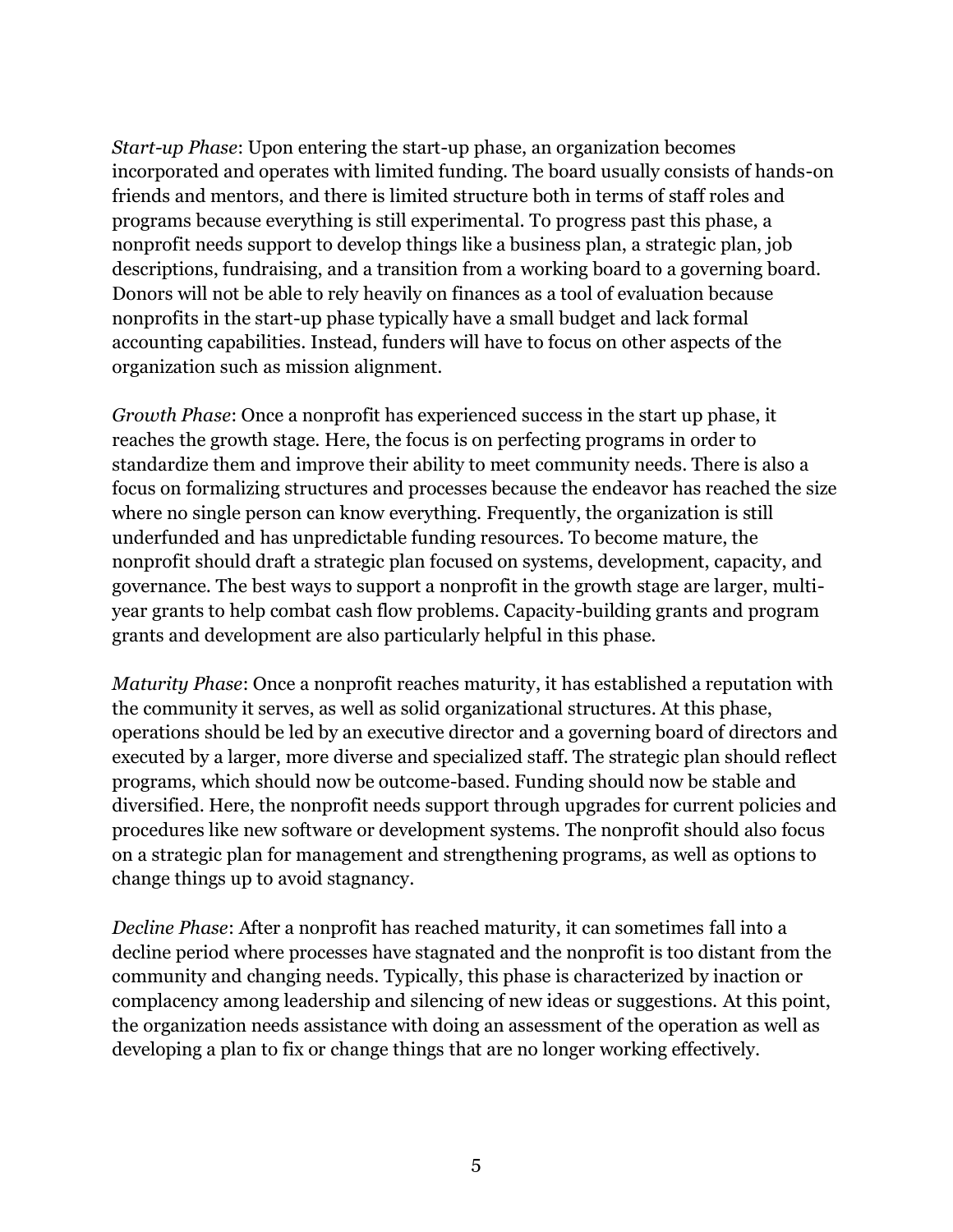*Start-up Phase*: Upon entering the start-up phase, an organization becomes incorporated and operates with limited funding. The board usually consists of hands-on friends and mentors, and there is limited structure both in terms of staff roles and programs because everything is still experimental. To progress past this phase, a nonprofit needs support to develop things like a business plan, a strategic plan, job descriptions, fundraising, and a transition from a working board to a governing board. Donors will not be able to rely heavily on finances as a tool of evaluation because nonprofits in the start-up phase typically have a small budget and lack formal accounting capabilities. Instead, funders will have to focus on other aspects of the organization such as mission alignment.

*Growth Phase*: Once a nonprofit has experienced success in the start up phase, it reaches the growth stage. Here, the focus is on perfecting programs in order to standardize them and improve their ability to meet community needs. There is also a focus on formalizing structures and processes because the endeavor has reached the size where no single person can know everything. Frequently, the organization is still underfunded and has unpredictable funding resources. To become mature, the nonprofit should draft a strategic plan focused on systems, development, capacity, and governance. The best ways to support a nonprofit in the growth stage are larger, multi-year grants to help combat cash flow problems. Capacity-building grants and program grants and development are also particularly helpful in this phase.

*Maturity Phase*: Once a nonprofit reaches maturity, it has established a reputation with the community it serves, as well as solid organizational structures. At this phase, operations should be led by an executive director and a governing board of directors and executed by a larger, more diverse and specialized staff. The strategic plan should reflect programs, which should now be outcome-based. Funding should now be stable and diversified. Here, the nonprofit needs support through upgrades for current policies and procedures like new software or development systems. The nonprofit should also focus on a strategic plan for management and strengthening programs, as well as options to change things up to avoid stagnancy.

*Decline Phase*: After a nonprofit has reached maturity, it can sometimes fall into a decline period where processes have stagnated and the nonprofit is too distant from the community and changing needs. Typically, this phase is characterized by inaction or complacency among leadership and silencing of new ideas or suggestions. At this point, the organization needs assistance with doing an assessment of the operation as well as developing a plan to fix or change things that are no longer working effectively.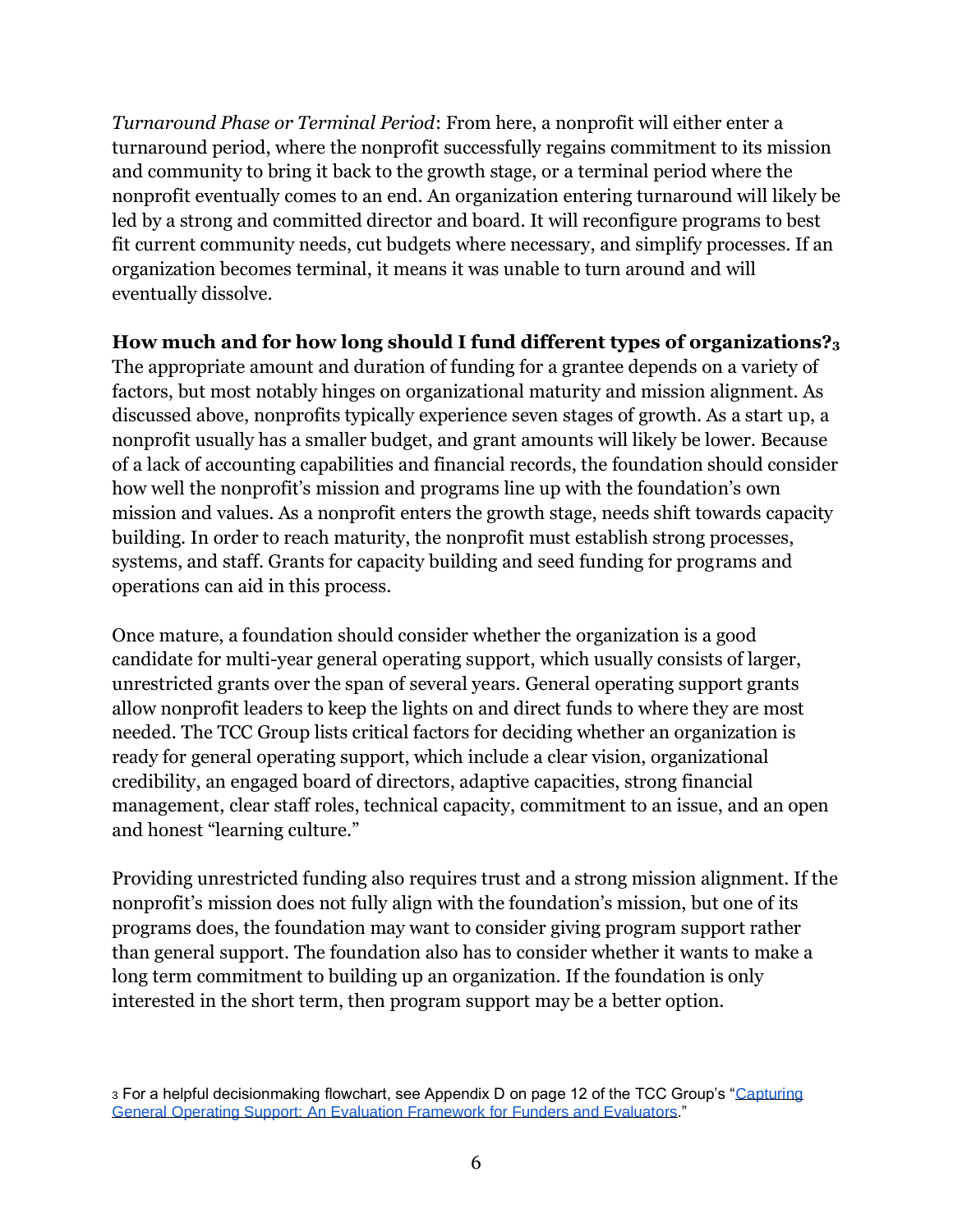*Turnaround Phase or Terminal Period*: From here, a nonprofit will either enter a turnaround period, where the nonprofit successfully regains commitment to its mission and community to bring it back to the growth stage, or a terminal period where the nonprofit eventually comes to an end. An organization entering turnaround will likely be led by a strong and committed director and board. It will reconfigure programs to best fit current community needs, cut budgets where necessary, and simplify processes. If an organization becomes terminal, it means it was unable to turn around and will eventually dissolve.

**How much and for how long should I fund different types of organizations?[3]**

The appropriate amount and duration of funding for a grantee depends on a variety of factors, but most notably hinges on organizational maturity and mission alignment. As discussed above, nonprofits typically experience seven stages of growth. As a start up, a nonprofit usually has a smaller budget, and grant amounts will likely be lower. Because of a lack of accounting capabilities and financial records, the foundation should consider how well the nonprofit's mission and programs line up with the foundation's own mission and values. As a nonprofit enters the growth stage, needs shift towards capacity building. In order to reach maturity, the nonprofit must establish strong processes, systems, and staff. Grants for capacity building and seed funding for programs and operations can aid in this process.

Once mature, a foundation should consider whether the organization is a good candidate for multi-year general operating support, which usually consists of larger, unrestricted grants over the span of several years. General operating support grants allow nonprofit leaders to keep the lights on and direct funds to where they are most needed. The TCC Group lists critical factors for deciding whether an organization is ready for general operating support, which include a clear vision, organizational credibility, an engaged board of directors, adaptive capacities, strong financial management, clear staff roles, technical capacity, commitment to an issue, and an open and honest "learning culture."

Providing unrestricted funding also requires trust and a strong mission alignment. If the nonprofit's mission does not fully align with the foundation's mission, but one of its programs does, the foundation may want to consider giving program support rather than general support. The foundation also has to consider whether it wants to make a long term commitment to building up an organization. If the foundation is only interested in the short term, then program support may be a better option.

[3] For a helpful decisionmaking flowchart, see Appendix D on page 12 of the TCC Group's "Capturing General Operating Support: An Evaluation Framework for Funders and Evaluators."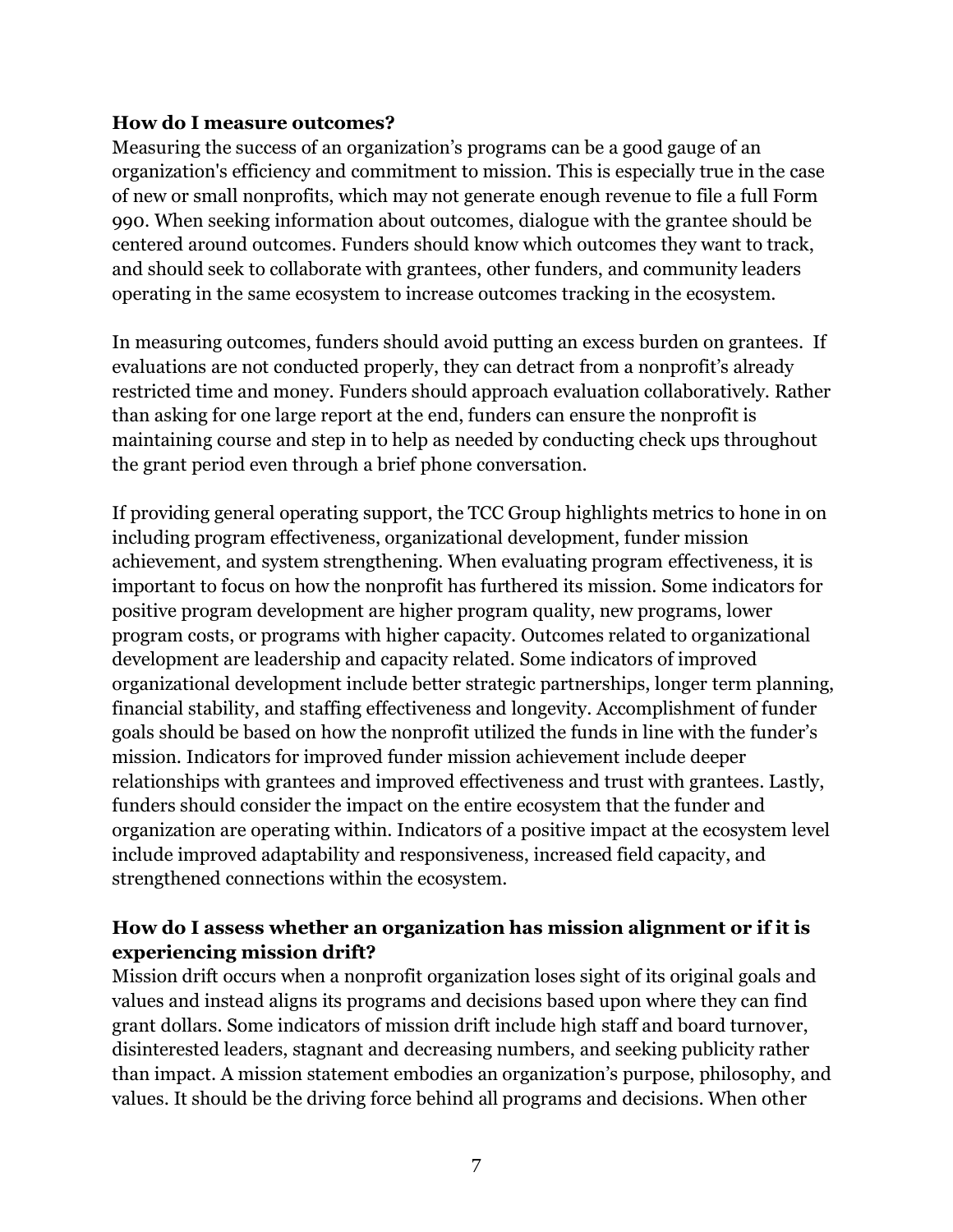**How do I measure outcomes?**
Measuring the success of an organization's programs can be a good gauge of an organization's efficiency and commitment to mission. This is especially true in the case of new or small nonprofits, which may not generate enough revenue to file a full Form 990. When seeking information about outcomes, dialogue with the grantee should be centered around outcomes. Funders should know which outcomes they want to track, and should seek to collaborate with grantees, other funders, and community leaders operating in the same ecosystem to increase outcomes tracking in the ecosystem.

In measuring outcomes, funders should avoid putting an excess burden on grantees. If evaluations are not conducted properly, they can detract from a nonprofit's already restricted time and money. Funders should approach evaluation collaboratively. Rather than asking for one large report at the end, funders can ensure the nonprofit is maintaining course and step in to help as needed by conducting check ups throughout the grant period even through a brief phone conversation.

If providing general operating support, the TCC Group highlights metrics to hone in on including program effectiveness, organizational development, funder mission achievement, and system strengthening. When evaluating program effectiveness, it is important to focus on how the nonprofit has furthered its mission. Some indicators for positive program development are higher program quality, new programs, lower program costs, or programs with higher capacity. Outcomes related to organizational development are leadership and capacity related. Some indicators of improved organizational development include better strategic partnerships, longer term planning, financial stability, and staffing effectiveness and longevity. Accomplishment of funder goals should be based on how the nonprofit utilized the funds in line with the funder's mission. Indicators for improved funder mission achievement include deeper relationships with grantees and improved effectiveness and trust with grantees. Lastly, funders should consider the impact on the entire ecosystem that the funder and organization are operating within. Indicators of a positive impact at the ecosystem level include improved adaptability and responsiveness, increased field capacity, and strengthened connections within the ecosystem.

**How do I assess whether an organization has mission alignment or if it is experiencing mission drift?**
Mission drift occurs when a nonprofit organization loses sight of its original goals and values and instead aligns its programs and decisions based upon where they can find grant dollars. Some indicators of mission drift include high staff and board turnover, disinterested leaders, stagnant and decreasing numbers, and seeking publicity rather than impact. A mission statement embodies an organization's purpose, philosophy, and values. It should be the driving force behind all programs and decisions. When other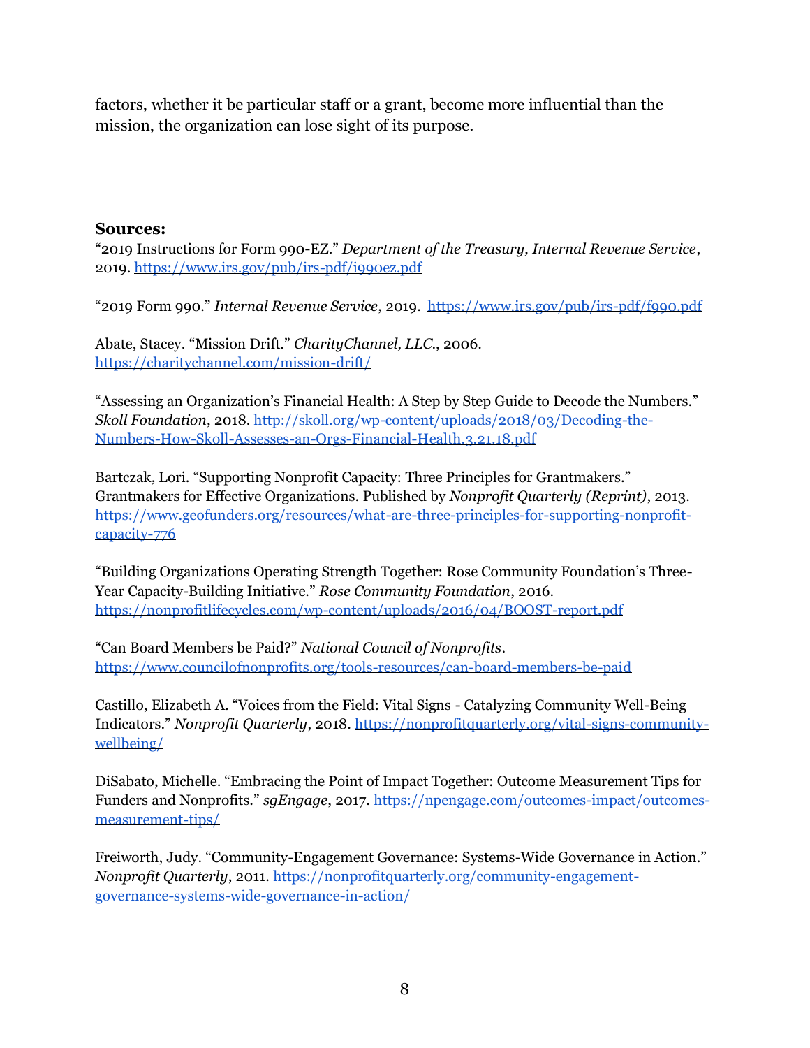factors, whether it be particular staff or a grant, become more influential than the mission, the organization can lose sight of its purpose.

**Sources:**

"2019 Instructions for Form 990-EZ." *Department of the Treasury, Internal Revenue Service*, 2019. https://www.irs.gov/pub/irs-pdf/i990ez.pdf

"2019 Form 990." *Internal Revenue Service*, 2019. https://www.irs.gov/pub/irs-pdf/f990.pdf

Abate, Stacey. "Mission Drift." *CharityChannel, LLC.*, 2006. https://charitychannel.com/mission-drift/

"Assessing an Organization's Financial Health: A Step by Step Guide to Decode the Numbers." *Skoll Foundation*, 2018. http://skoll.org/wp-content/uploads/2018/03/Decoding-the-Numbers-How-Skoll-Assesses-an-Orgs-Financial-Health.3.21.18.pdf

Bartczak, Lori. "Supporting Nonprofit Capacity: Three Principles for Grantmakers." Grantmakers for Effective Organizations. Published by *Nonprofit Quarterly (Reprint)*, 2013. https://www.geofunders.org/resources/what-are-three-principles-for-supporting-nonprofit-capacity-776

"Building Organizations Operating Strength Together: Rose Community Foundation's Three-Year Capacity-Building Initiative." *Rose Community Foundation*, 2016. https://nonprofitlifecycles.com/wp-content/uploads/2016/04/BOOST-report.pdf

"Can Board Members be Paid?" *National Council of Nonprofits*. https://www.councilofnonprofits.org/tools-resources/can-board-members-be-paid

Castillo, Elizabeth A. "Voices from the Field: Vital Signs - Catalyzing Community Well-Being Indicators." *Nonprofit Quarterly*, 2018. https://nonprofitquarterly.org/vital-signs-community-wellbeing/

DiSabato, Michelle. "Embracing the Point of Impact Together: Outcome Measurement Tips for Funders and Nonprofits." *sgEngage*, 2017. https://npengage.com/outcomes-impact/outcomes-measurement-tips/

Freiworth, Judy. "Community-Engagement Governance: Systems-Wide Governance in Action." *Nonprofit Quarterly*, 2011. https://nonprofitquarterly.org/community-engagement-governance-systems-wide-governance-in-action/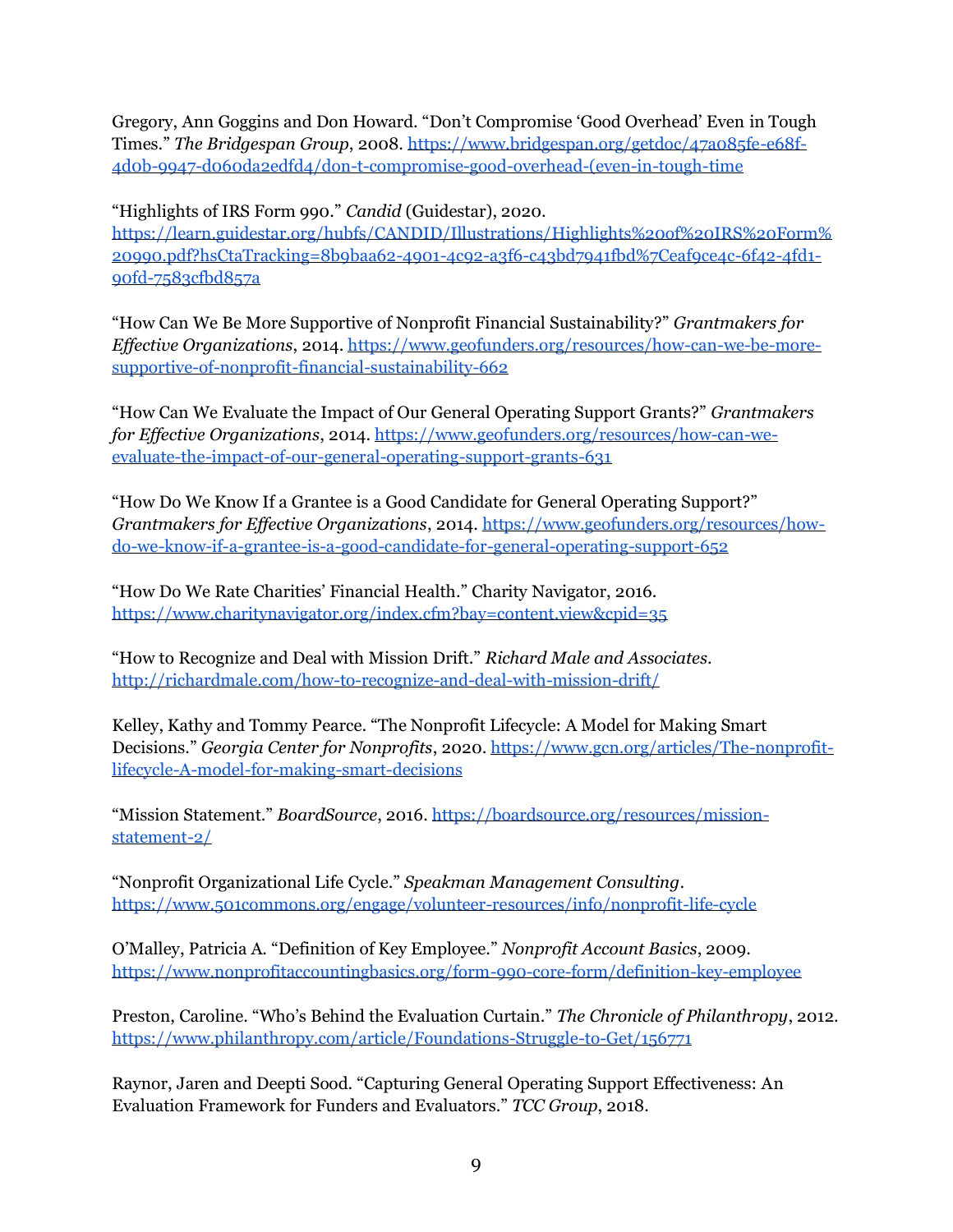Gregory, Ann Goggins and Don Howard. "Don't Compromise 'Good Overhead' Even in Tough Times." *The Bridgespan Group*, 2008. https://www.bridgespan.org/getdoc/47a085fe-e68f-4d0b-9947-d060da2edfd4/don-t-compromise-good-overhead-(even-in-tough-time

"Highlights of IRS Form 990." *Candid* (Guidestar), 2020. https://learn.guidestar.org/hubfs/CANDID/Illustrations/Highlights%20of%20IRS%20Form%20990.pdf?hsCtaTracking=8b9baa62-4901-4c92-a3f6-c43bd7941fbd%7Ceaf9ce4c-6f42-4fd1-90fd-7583cfbd857a

"How Can We Be More Supportive of Nonprofit Financial Sustainability?" *Grantmakers for Effective Organizations*, 2014. https://www.geofunders.org/resources/how-can-we-be-more-supportive-of-nonprofit-financial-sustainability-662

"How Can We Evaluate the Impact of Our General Operating Support Grants?" *Grantmakers for Effective Organizations*, 2014. https://www.geofunders.org/resources/how-can-we-evaluate-the-impact-of-our-general-operating-support-grants-631

"How Do We Know If a Grantee is a Good Candidate for General Operating Support?" *Grantmakers for Effective Organizations*, 2014. https://www.geofunders.org/resources/how-do-we-know-if-a-grantee-is-a-good-candidate-for-general-operating-support-652

"How Do We Rate Charities' Financial Health." Charity Navigator, 2016. https://www.charitynavigator.org/index.cfm?bay=content.view&cpid=35

"How to Recognize and Deal with Mission Drift." *Richard Male and Associates*. http://richardmale.com/how-to-recognize-and-deal-with-mission-drift/

Kelley, Kathy and Tommy Pearce. "The Nonprofit Lifecycle: A Model for Making Smart Decisions." *Georgia Center for Nonprofits*, 2020. https://www.gcn.org/articles/The-nonprofit-lifecycle-A-model-for-making-smart-decisions

"Mission Statement." *BoardSource*, 2016. https://boardsource.org/resources/mission-statement-2/

"Nonprofit Organizational Life Cycle." *Speakman Management Consulting*. https://www.501commons.org/engage/volunteer-resources/info/nonprofit-life-cycle

O'Malley, Patricia A. "Definition of Key Employee." *Nonprofit Account Basics*, 2009. https://www.nonprofitaccountingbasics.org/form-990-core-form/definition-key-employee

Preston, Caroline. "Who's Behind the Evaluation Curtain." *The Chronicle of Philanthropy*, 2012. https://www.philanthropy.com/article/Foundations-Struggle-to-Get/156771

Raynor, Jaren and Deepti Sood. "Capturing General Operating Support Effectiveness: An Evaluation Framework for Funders and Evaluators." *TCC Group*, 2018.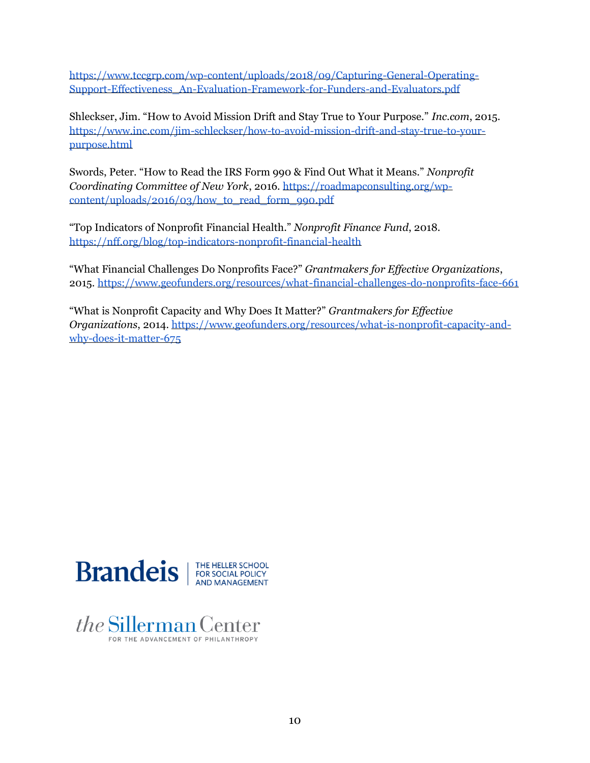https://www.tccgrp.com/wp-content/uploads/2018/09/Capturing-General-Operating-Support-Effectiveness_An-Evaluation-Framework-for-Funders-and-Evaluators.pdf

Shleckser, Jim. "How to Avoid Mission Drift and Stay True to Your Purpose." *Inc.com*, 2015. https://www.inc.com/jim-schleckser/how-to-avoid-mission-drift-and-stay-true-to-your-purpose.html

Swords, Peter. "How to Read the IRS Form 990 & Find Out What it Means." *Nonprofit Coordinating Committee of New York*, 2016. https://roadmapconsulting.org/wp-content/uploads/2016/03/how_to_read_form_990.pdf

"Top Indicators of Nonprofit Financial Health." *Nonprofit Finance Fund*, 2018. https://nff.org/blog/top-indicators-nonprofit-financial-health

"What Financial Challenges Do Nonprofits Face?" *Grantmakers for Effective Organizations*, 2015. https://www.geofunders.org/resources/what-financial-challenges-do-nonprofits-face-661

"What is Nonprofit Capacity and Why Does It Matter?" *Grantmakers for Effective Organizations*, 2014. https://www.geofunders.org/resources/what-is-nonprofit-capacity-and-why-does-it-matter-675

Brandeis | THE HELLER SCHOOL FOR SOCIAL POLICY AND MANAGEMENT

the Sillerman Center FOR THE ADVANCEMENT OF PHILANTHROPY